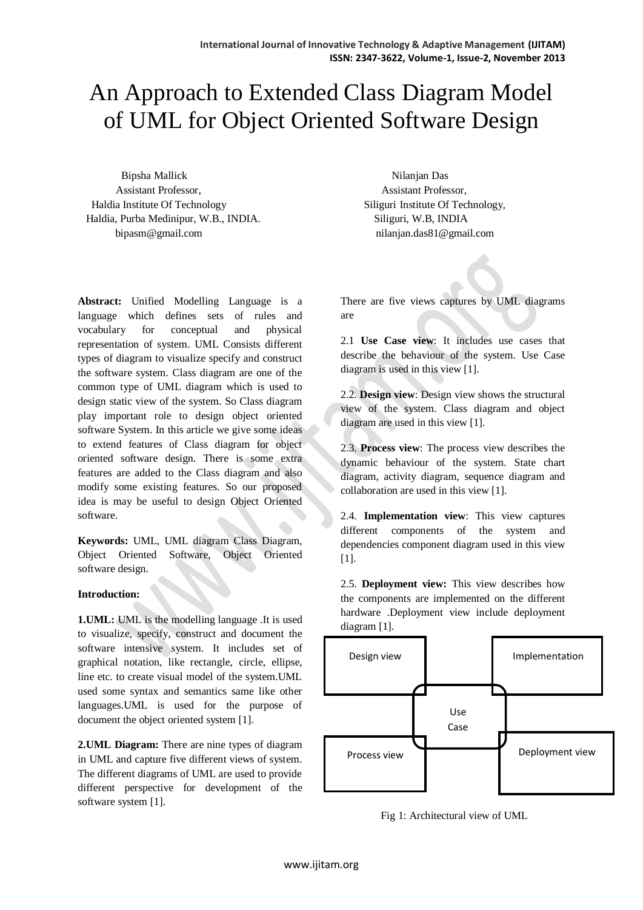# An Approach to Extended Class Diagram Model of UML for Object Oriented Software Design

Bipsha Mallick
Assistant Professor,
Haldia Institute Of Technology
Haldia, Purba Medinipur, W.B., INDIA.
bipasm@gmail.com

Nilanjan Das
Assistant Professor,
Siliguri Institute Of Technology,
Siliguri, W.B, INDIA
nilanjan.das81@gmail.com

**Abstract:** Unified Modelling Language is a language which defines sets of rules and vocabulary for conceptual and physical representation of system. UML Consists different types of diagram to visualize specify and construct the software system. Class diagram are one of the common type of UML diagram which is used to design static view of the system. So Class diagram play important role to design object oriented software System. In this article we give some ideas to extend features of Class diagram for object oriented software design. There is some extra features are added to the Class diagram and also modify some existing features. So our proposed idea is may be useful to design Object Oriented software.

**Keywords:** UML, UML diagram Class Diagram, Object Oriented Software, Object Oriented software design.

**Introduction:**

**1.UML:** UML is the modelling language .It is used to visualize, specify, construct and document the software intensive system. It includes set of graphical notation, like rectangle, circle, ellipse, line etc. to create visual model of the system.UML used some syntax and semantics same like other languages.UML is used for the purpose of document the object oriented system [1].

**2.UML Diagram:** There are nine types of diagram in UML and capture five different views of system. The different diagrams of UML are used to provide different perspective for development of the software system [1].

There are five views captures by UML diagrams are

2.1 **Use Case view**: It includes use cases that describe the behaviour of the system. Use Case diagram is used in this view [1].

2.2. **Design view**: Design view shows the structural view of the system. Class diagram and object diagram are used in this view [1].

2.3. **Process view**: The process view describes the dynamic behaviour of the system. State chart diagram, activity diagram, sequence diagram and collaboration are used in this view [1].

2.4. **Implementation view**: This view captures different components of the system and dependencies component diagram used in this view [1].

2.5. **Deployment view:** This view describes how the components are implemented on the different hardware .Deployment view include deployment diagram [1].

Design view | Implementation | Use Case | Process view | Deployment view

Fig 1: Architectural view of UML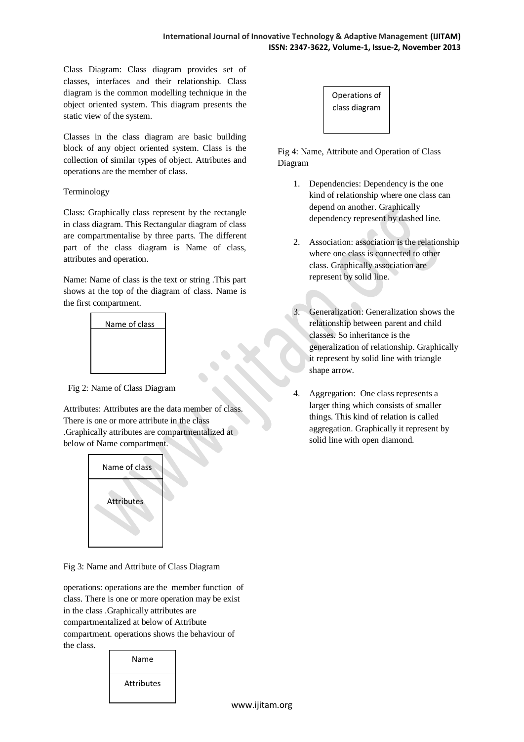Class Diagram: Class diagram provides set of classes, interfaces and their relationship. Class diagram is the common modelling technique in the object oriented system. This diagram presents the static view of the system.

Classes in the class diagram are basic building block of any object oriented system. Class is the collection of similar types of object. Attributes and operations are the member of class.

Terminology

Class: Graphically class represent by the rectangle in class diagram. This Rectangular diagram of class are compartmentalise by three parts. The different part of the class diagram is Name of class, attributes and operation.

Name: Name of class is the text or string .This part shows at the top of the diagram of class. Name is the first compartment.

| Name of class |
|---|
| |

Fig 2: Name of Class Diagram

Attributes: Attributes are the data member of class. There is one or more attribute in the class .Graphically attributes are compartmentalized at below of Name compartment.

| Name of class |
|---|
| Attributes |

Fig 3: Name and Attribute of Class Diagram

operations: operations are the member function of class. There is one or more operation may be exist in the class .Graphically attributes are compartmentalized at below of Attribute compartment. operations shows the behaviour of the class.

| Name |
|---|
| Attributes |
| Operations of class diagram |

Fig 4: Name, Attribute and Operation of Class Diagram

1. Dependencies: Dependency is the one kind of relationship where one class can depend on another. Graphically dependency represent by dashed line.

2. Association: association is the relationship where one class is connected to other class. Graphically association are represent by solid line.

3. Generalization: Generalization shows the relationship between parent and child classes. So inheritance is the generalization of relationship. Graphically it represent by solid line with triangle shape arrow.

4. Aggregation: One class represents a larger thing which consists of smaller things. This kind of relation is called aggregation. Graphically it represent by solid line with open diamond.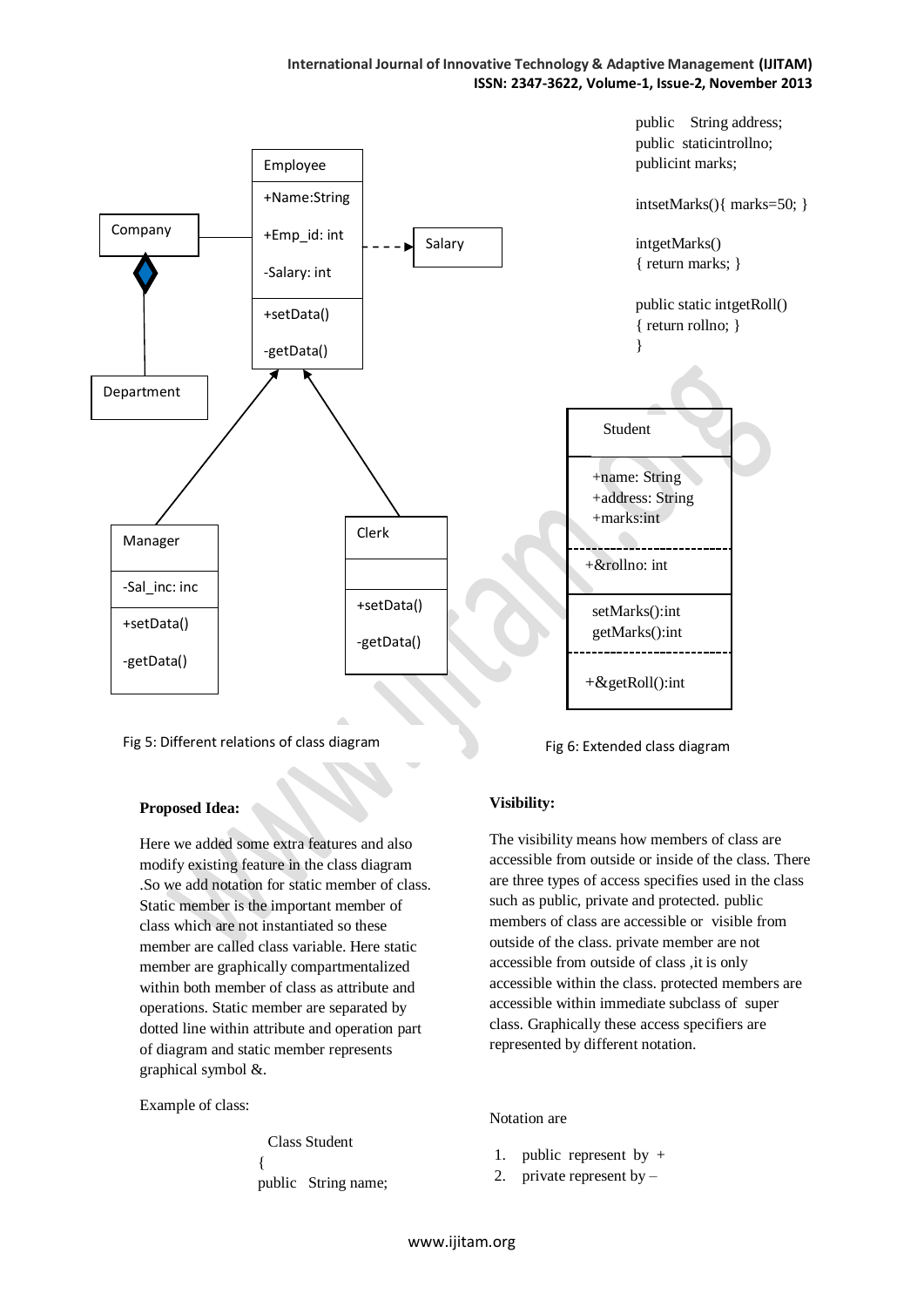Fig 5: Different relations of class diagram

Fig 6: Extended class diagram

**Proposed Idea:**

Here we added some extra features and also modify existing feature in the class diagram .So we add notation for static member of class. Static member is the important member of class which are not instantiated so these member are called class variable. Here static member are graphically compartmentalized within both member of class as attribute and operations. Static member are separated by dotted line within attribute and operation part of diagram and static member represents graphical symbol &.

Example of class:

```
Class Student
{
public   String name;
public    String address;
public  staticintrollno;
publicint marks;

intsetMarks(){ marks=50; }

intgetMarks()
{ return marks; }

public static intgetRoll()
{ return rollno; }
}
```

**Visibility:**

The visibility means how members of class are accessible from outside or inside of the class. There are three types of access specifies used in the class such as public, private and protected. public members of class are accessible or visible from outside of the class. private member are not accessible from outside of class ,it is only accessible within the class. protected members are accessible within immediate subclass of super class. Graphically these access specifiers are represented by different notation.

Notation are

1. public represent by +
2. private represent by –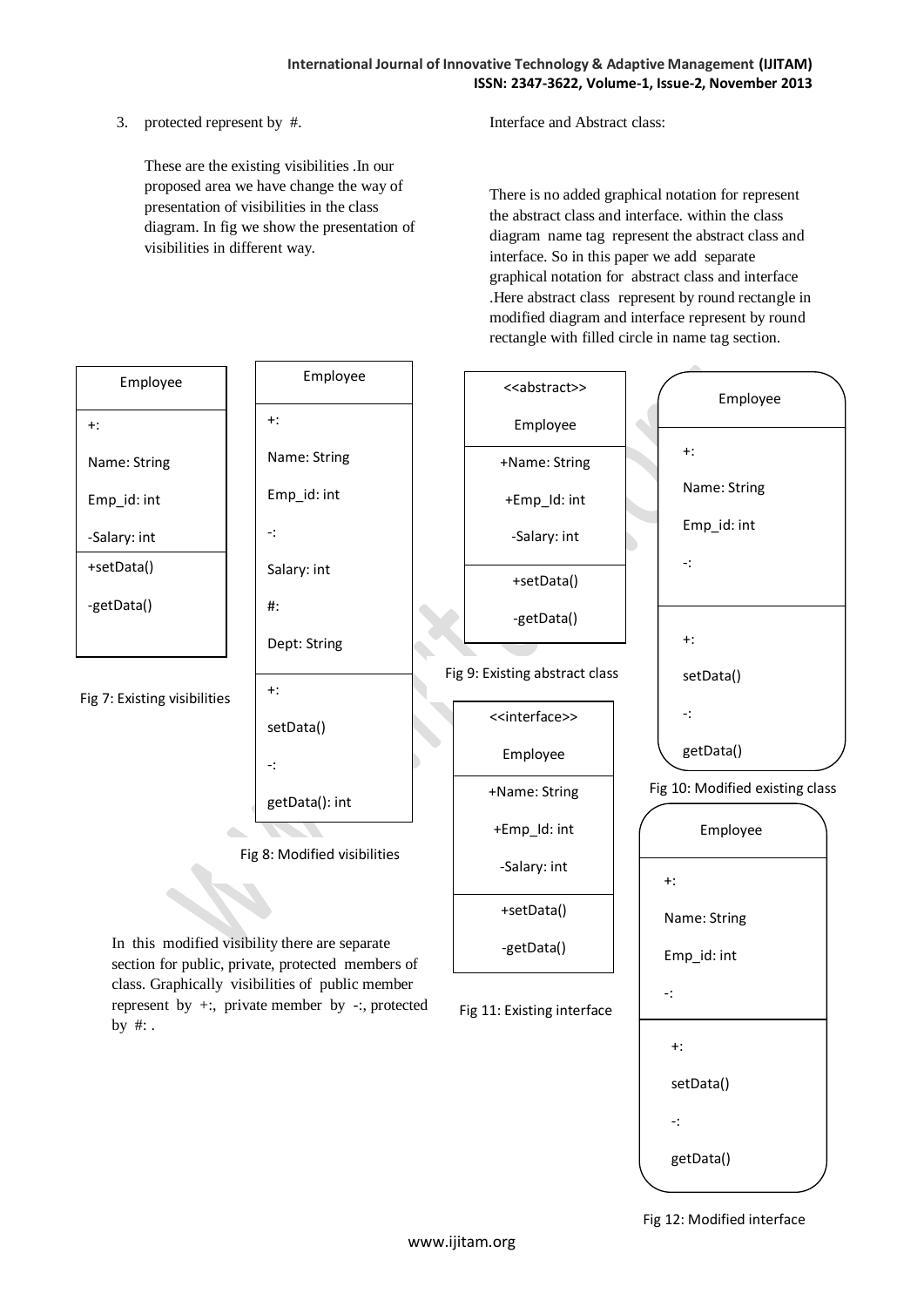3. protected represent by #.

These are the existing visibilities .In our proposed area we have change the way of presentation of visibilities in the class diagram. In fig we show the presentation of visibilities in different way.

| Employee |
|---|
| +: |
| Name: String |
| Emp_id: int |
| -Salary: int |
| +setData() |
| -getData() |

Fig 7: Existing visibilities

| Employee |
|---|
| +: |
| Name: String |
| Emp_id: int |
| -: |
| Salary: int |
| #: |
| Dept: String |
| +: |
| setData() |
| -: |
| getData(): int |

Fig 8: Modified visibilities

In this modified visibility there are separate section for public, private, protected members of class. Graphically visibilities of public member represent by +:, private member by -:, protected by #: .

Interface and Abstract class:

There is no added graphical notation for represent the abstract class and interface. within the class diagram name tag represent the abstract class and interface. So in this paper we add separate graphical notation for abstract class and interface .Here abstract class represent by round rectangle in modified diagram and interface represent by round rectangle with filled circle in name tag section.

| <<abstract>> Employee |
|---|
| +Name: String |
| +Emp_Id: int |
| -Salary: int |
| +setData() |
| -getData() |

Fig 9: Existing abstract class

| Employee |
|---|
| +: |
| Name: String |
| Emp_id: int |
| -: |
| +: |
| setData() |
| -: |
| getData() |

Fig 10: Modified existing class

| <<interface>> Employee |
|---|
| +Name: String |
| +Emp_Id: int |
| -Salary: int |
| +setData() |
| -getData() |

Fig 11: Existing interface

| Employee |
|---|
| +: |
| Name: String |
| Emp_id: int |
| -: |
| +: |
| setData() |
| -: |
| getData() |

Fig 12: Modified interface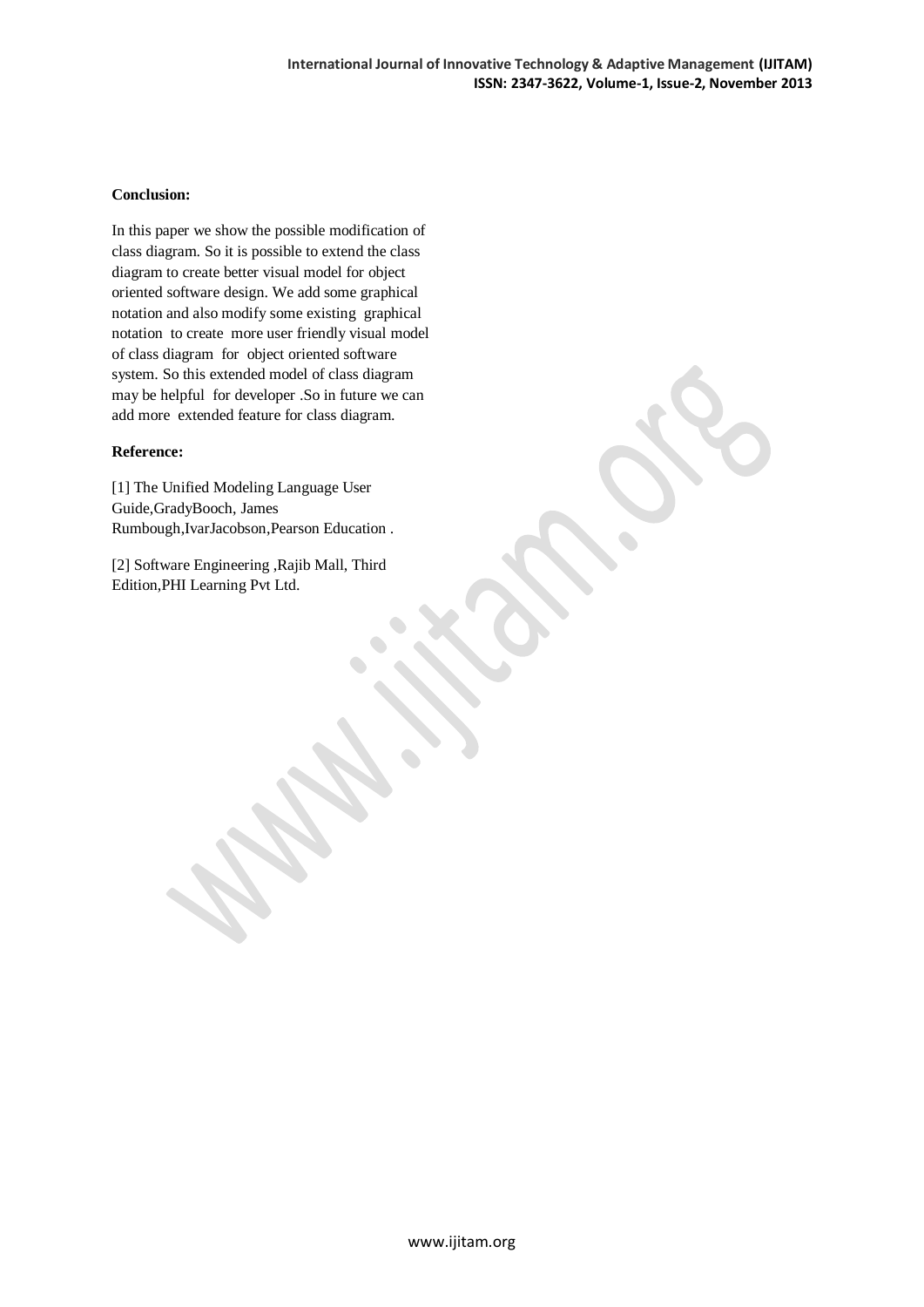**Conclusion:**

In this paper we show the possible modification of class diagram. So it is possible to extend the class diagram to create better visual model for object oriented software design. We add some graphical notation and also modify some existing graphical notation to create more user friendly visual model of class diagram for object oriented software system. So this extended model of class diagram may be helpful for developer .So in future we can add more extended feature for class diagram.

**Reference:**

[1] The Unified Modeling Language User Guide,GradyBooch, James Rumbough,IvarJacobson,Pearson Education .

[2] Software Engineering ,Rajib Mall, Third Edition,PHI Learning Pvt Ltd.